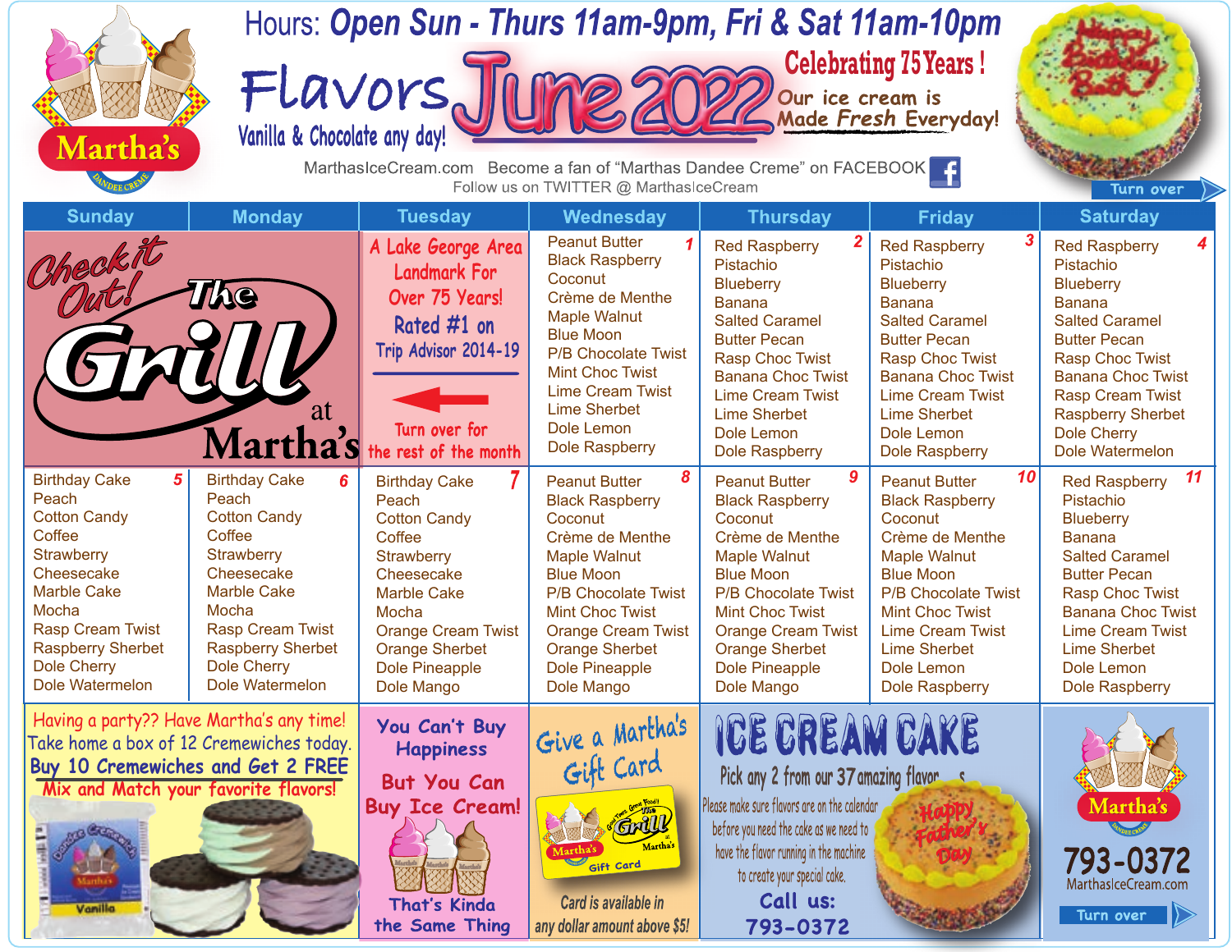Hours: **Open Sun - Thurs 11am-9pm, Fri & Sat 11am-10pm**

# Flavors June 2022

Vanilla & Chocolate any day!

**Celebrating 75 Years !**

Our ice cream is Made Fresh Everyday!

MarthasIceCream.com Become a fan of "Marthas Dandee Creme" on FACEBOOK

Follow us on TWITTER @ MarthasIceCream

Turn over

| Sunday | Monday | Tuesday | Wednesday | Thursday | Friday | Saturday |
|---|---|---|---|---|---|---|
| Check it Out! The Grill at Martha's | | A Lake George Area Landmark For Over 75 Years! Rated #1 on Trip Advisor 2014-19 — Turn over for the rest of the month | **1** Peanut Butter, Black Raspberry, Coconut, Crème de Menthe, Maple Walnut, Blue Moon, P/B Chocolate Twist, Mint Choc Twist, Lime Cream Twist, Lime Sherbet, Dole Lemon, Dole Raspberry | **2** Red Raspberry, Pistachio, Blueberry, Banana, Salted Caramel, Butter Pecan, Rasp Choc Twist, Banana Choc Twist, Lime Cream Twist, Lime Sherbet, Dole Lemon, Dole Raspberry | **3** Red Raspberry, Pistachio, Blueberry, Banana, Salted Caramel, Butter Pecan, Rasp Choc Twist, Banana Choc Twist, Lime Cream Twist, Lime Sherbet, Dole Lemon, Dole Raspberry | **4** Red Raspberry, Pistachio, Blueberry, Banana, Salted Caramel, Butter Pecan, Rasp Choc Twist, Banana Choc Twist, Rasp Cream Twist, Raspberry Sherbet, Dole Cherry, Dole Watermelon |
| **5** Birthday Cake, Peach, Cotton Candy, Coffee, Strawberry, Cheesecake, Marble Cake, Mocha, Rasp Cream Twist, Raspberry Sherbet, Dole Cherry, Dole Watermelon | **6** Birthday Cake, Peach, Cotton Candy, Coffee, Strawberry, Cheesecake, Marble Cake, Mocha, Rasp Cream Twist, Raspberry Sherbet, Dole Cherry, Dole Watermelon | **7** Birthday Cake, Peach, Cotton Candy, Coffee, Strawberry, Cheesecake, Marble Cake, Mocha, Orange Cream Twist, Orange Sherbet, Dole Pineapple, Dole Mango | **8** Peanut Butter, Black Raspberry, Coconut, Crème de Menthe, Maple Walnut, Blue Moon, P/B Chocolate Twist, Mint Choc Twist, Orange Cream Twist, Orange Sherbet, Dole Pineapple, Dole Mango | **9** Peanut Butter, Black Raspberry, Coconut, Crème de Menthe, Maple Walnut, Blue Moon, P/B Chocolate Twist, Mint Choc Twist, Orange Cream Twist, Orange Sherbet, Dole Pineapple, Dole Mango | **10** Peanut Butter, Black Raspberry, Coconut, Crème de Menthe, Maple Walnut, Blue Moon, P/B Chocolate Twist, Mint Choc Twist, Lime Cream Twist, Lime Sherbet, Dole Lemon, Dole Raspberry | **11** Red Raspberry, Pistachio, Blueberry, Banana, Salted Caramel, Butter Pecan, Rasp Choc Twist, Banana Choc Twist, Lime Cream Twist, Lime Sherbet, Dole Lemon, Dole Raspberry |

Having a party?? Have Martha's any time!
Take home a box of 12 Cremewiches today.
**Buy 10 Cremewiches and Get 2 FREE**
Mix and Match your favorite flavors!

You Can't Buy Happiness
But You Can Buy Ice Cream!
That's Kinda the Same Thing

Give a Martha's Gift Card
Card is available in any dollar amount above $5!

## ICE CREAM CAKE

Pick any 2 from our 37 amazing flavors
Please make sure flavors are on the calendar before you need the cake as we need to have the flavor running in the machine to create your special cake.
**Call us: 793-0372**

Martha's
793-0372
MarthasIceCream.com
Turn over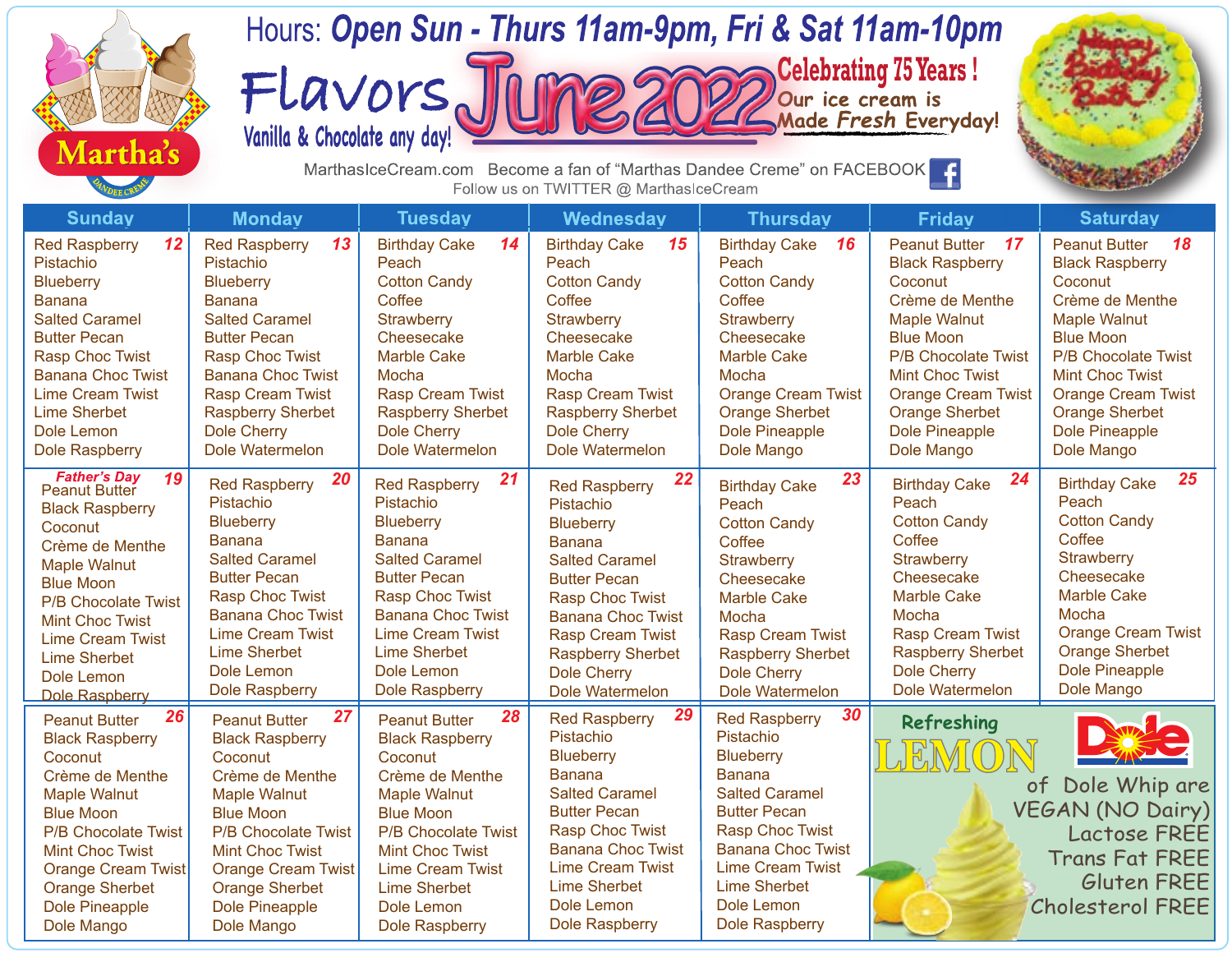Hours: **Open Sun - Thurs 11am-9pm, Fri & Sat 11am-10pm**

Martha's DANDEE CREME

# Flavors June 2022

Vanilla & Chocolate any day!

**Celebrating 75 Years !**

Our ice cream is Made Fresh Everyday!

Happy Birthday Beth

MarthasIceCream.com Become a fan of "Marthas Dandee Creme" on FACEBOOK

Follow us on TWITTER @ MarthasIceCream

| Sunday | Monday | Tuesday | Wednesday | Thursday | Friday | Saturday |
|---|---|---|---|---|---|---|
| **12** Red Raspberry, Pistachio, Blueberry, Banana, Salted Caramel, Butter Pecan, Rasp Choc Twist, Banana Choc Twist, Lime Cream Twist, Lime Sherbet, Dole Lemon, Dole Raspberry | **13** Red Raspberry, Pistachio, Blueberry, Banana, Salted Caramel, Butter Pecan, Rasp Choc Twist, Banana Choc Twist, Rasp Cream Twist, Raspberry Sherbet, Dole Cherry, Dole Watermelon | **14** Birthday Cake, Peach, Cotton Candy, Coffee, Strawberry, Cheesecake, Marble Cake, Mocha, Rasp Cream Twist, Raspberry Sherbet, Dole Cherry, Dole Watermelon | **15** Birthday Cake, Peach, Cotton Candy, Coffee, Strawberry, Cheesecake, Marble Cake, Mocha, Rasp Cream Twist, Raspberry Sherbet, Dole Cherry, Dole Watermelon | **16** Birthday Cake, Peach, Cotton Candy, Coffee, Strawberry, Cheesecake, Marble Cake, Mocha, Orange Cream Twist, Orange Sherbet, Dole Pineapple, Dole Mango | **17** Peanut Butter, Black Raspberry, Coconut, Crème de Menthe, Maple Walnut, Blue Moon, P/B Chocolate Twist, Mint Choc Twist, Orange Cream Twist, Orange Sherbet, Dole Pineapple, Dole Mango | **18** Peanut Butter, Black Raspberry, Coconut, Crème de Menthe, Maple Walnut, Blue Moon, P/B Chocolate Twist, Mint Choc Twist, Orange Cream Twist, Orange Sherbet, Dole Pineapple, Dole Mango |
| **19** *Father's Day* Peanut Butter, Black Raspberry, Coconut, Crème de Menthe, Maple Walnut, Blue Moon, P/B Chocolate Twist, Mint Choc Twist, Lime Cream Twist, Lime Sherbet, Dole Lemon, Dole Raspberry | **20** Red Raspberry, Pistachio, Blueberry, Banana, Salted Caramel, Butter Pecan, Rasp Choc Twist, Banana Choc Twist, Lime Cream Twist, Lime Sherbet, Dole Lemon, Dole Raspberry | **21** Red Raspberry, Pistachio, Blueberry, Banana, Salted Caramel, Butter Pecan, Rasp Choc Twist, Banana Choc Twist, Lime Cream Twist, Lime Sherbet, Dole Lemon, Dole Raspberry | **22** Red Raspberry, Pistachio, Blueberry, Banana, Salted Caramel, Butter Pecan, Rasp Choc Twist, Banana Choc Twist, Rasp Cream Twist, Raspberry Sherbet, Dole Cherry, Dole Watermelon | **23** Birthday Cake, Peach, Cotton Candy, Coffee, Strawberry, Cheesecake, Marble Cake, Mocha, Rasp Cream Twist, Raspberry Sherbet, Dole Cherry, Dole Watermelon | **24** Birthday Cake, Peach, Cotton Candy, Coffee, Strawberry, Cheesecake, Marble Cake, Mocha, Rasp Cream Twist, Raspberry Sherbet, Dole Cherry, Dole Watermelon | **25** Birthday Cake, Peach, Cotton Candy, Coffee, Strawberry, Cheesecake, Marble Cake, Mocha, Orange Cream Twist, Orange Sherbet, Dole Pineapple, Dole Mango |
| **26** Peanut Butter, Black Raspberry, Coconut, Crème de Menthe, Maple Walnut, Blue Moon, P/B Chocolate Twist, Mint Choc Twist, Orange Cream Twist, Orange Sherbet, Dole Pineapple, Dole Mango | **27** Peanut Butter, Black Raspberry, Coconut, Crème de Menthe, Maple Walnut, Blue Moon, P/B Chocolate Twist, Mint Choc Twist, Orange Cream Twist, Orange Sherbet, Dole Pineapple, Dole Mango | **28** Peanut Butter, Black Raspberry, Coconut, Crème de Menthe, Maple Walnut, Blue Moon, P/B Chocolate Twist, Mint Choc Twist, Lime Cream Twist, Lime Sherbet, Dole Lemon, Dole Raspberry | **29** Red Raspberry, Pistachio, Blueberry, Banana, Salted Caramel, Butter Pecan, Rasp Choc Twist, Banana Choc Twist, Lime Cream Twist, Lime Sherbet, Dole Lemon, Dole Raspberry | **30** Red Raspberry, Pistachio, Blueberry, Banana, Salted Caramel, Butter Pecan, Rasp Choc Twist, Banana Choc Twist, Lime Cream Twist, Lime Sherbet, Dole Lemon, Dole Raspberry | | |

Refreshing **LEMON** of Dole Whip are VEGAN (NO Dairy) Lactose FREE Trans Fat FREE Gluten FREE Cholesterol FREE